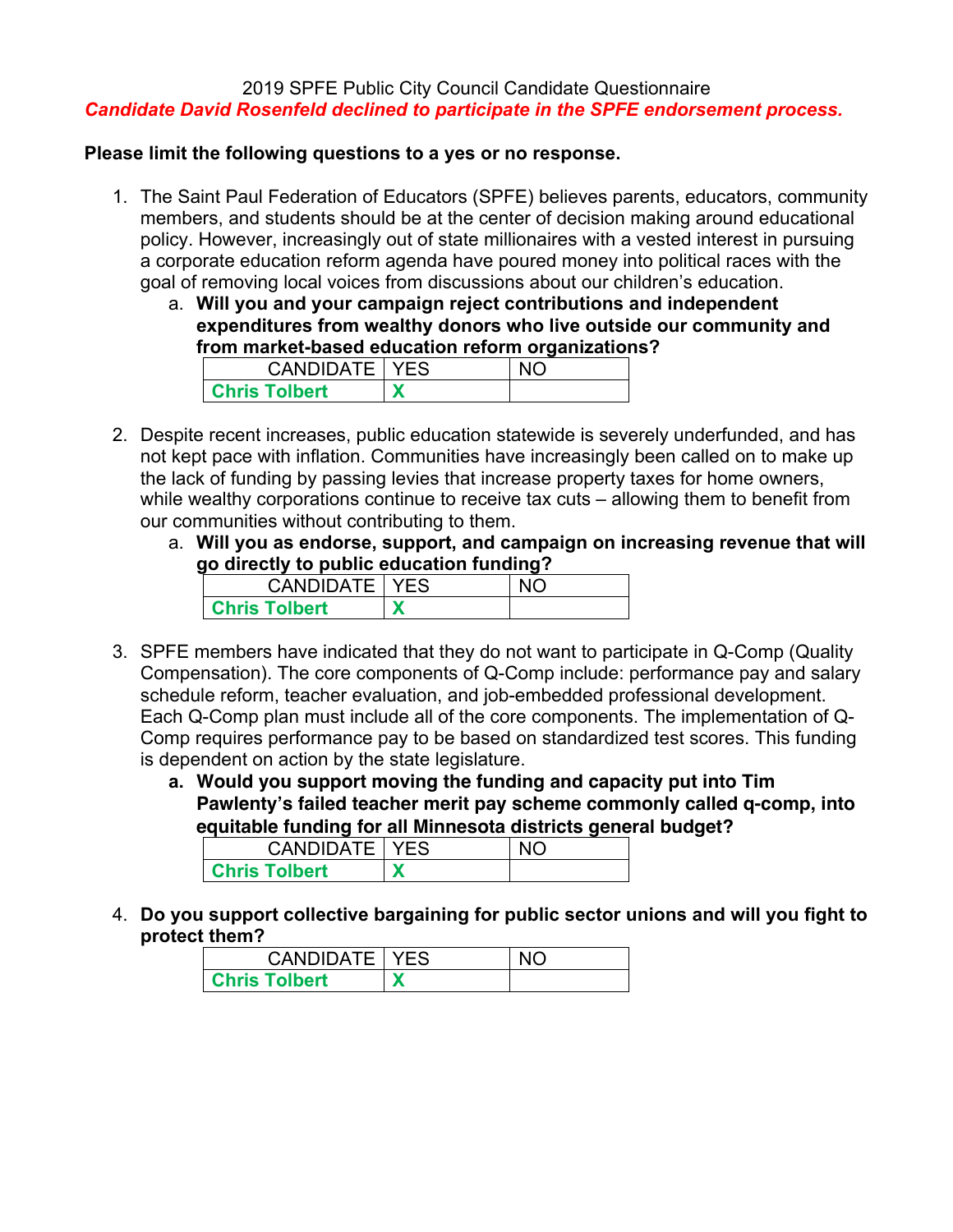2019 SPFE Public City Council Candidate Questionnaire

***Candidate David Rosenfeld declined to participate in the SPFE endorsement process.***

**Please limit the following questions to a yes or no response.**

1. The Saint Paul Federation of Educators (SPFE) believes parents, educators, community members, and students should be at the center of decision making around educational policy. However, increasingly out of state millionaires with a vested interest in pursuing a corporate education reform agenda have poured money into political races with the goal of removing local voices from discussions about our children's education.
   a. **Will you and your campaign reject contributions and independent expenditures from wealthy donors who live outside our community and from market-based education reform organizations?**

| CANDIDATE | YES | NO |
|---|---|---|
| **Chris Tolbert** | **X** | |

2. Despite recent increases, public education statewide is severely underfunded, and has not kept pace with inflation. Communities have increasingly been called on to make up the lack of funding by passing levies that increase property taxes for home owners, while wealthy corporations continue to receive tax cuts – allowing them to benefit from our communities without contributing to them.
   a. **Will you as endorse, support, and campaign on increasing revenue that will go directly to public education funding?**

| CANDIDATE | YES | NO |
|---|---|---|
| **Chris Tolbert** | **X** | |

3. SPFE members have indicated that they do not want to participate in Q-Comp (Quality Compensation). The core components of Q-Comp include: performance pay and salary schedule reform, teacher evaluation, and job-embedded professional development. Each Q-Comp plan must include all of the core components. The implementation of Q-Comp requires performance pay to be based on standardized test scores. This funding is dependent on action by the state legislature.
   a. **Would you support moving the funding and capacity put into Tim Pawlenty's failed teacher merit pay scheme commonly called q-comp, into equitable funding for all Minnesota districts general budget?**

| CANDIDATE | YES | NO |
|---|---|---|
| **Chris Tolbert** | **X** | |

4. **Do you support collective bargaining for public sector unions and will you fight to protect them?**

| CANDIDATE | YES | NO |
|---|---|---|
| **Chris Tolbert** | **X** | |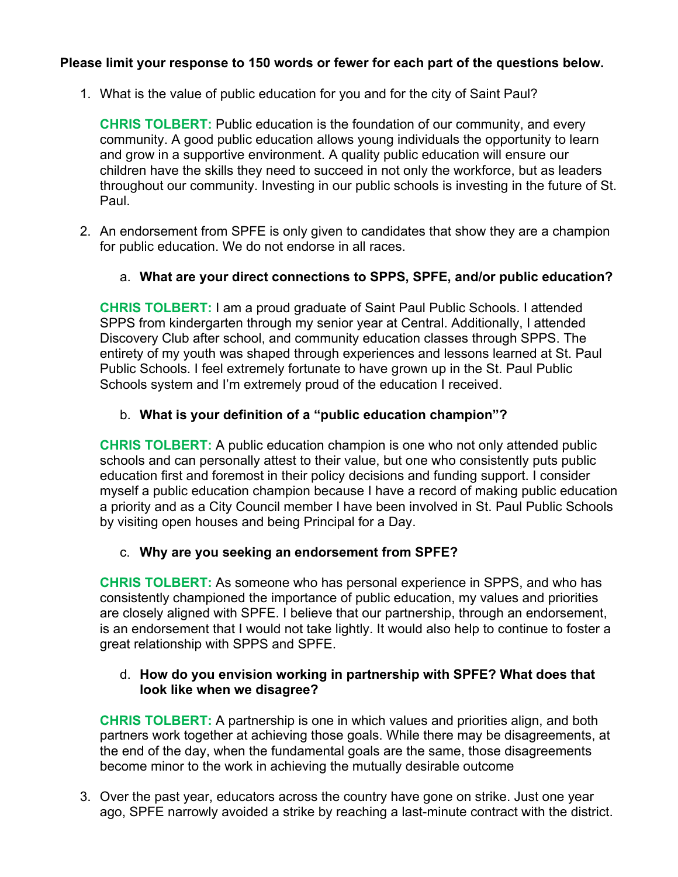**Please limit your response to 150 words or fewer for each part of the questions below.**

1. What is the value of public education for you and for the city of Saint Paul?

   **CHRIS TOLBERT:** Public education is the foundation of our community, and every community. A good public education allows young individuals the opportunity to learn and grow in a supportive environment. A quality public education will ensure our children have the skills they need to succeed in not only the workforce, but as leaders throughout our community. Investing in our public schools is investing in the future of St. Paul.

2. An endorsement from SPFE is only given to candidates that show they are a champion for public education. We do not endorse in all races.

   a. **What are your direct connections to SPPS, SPFE, and/or public education?**

   **CHRIS TOLBERT:** I am a proud graduate of Saint Paul Public Schools. I attended SPPS from kindergarten through my senior year at Central. Additionally, I attended Discovery Club after school, and community education classes through SPPS. The entirety of my youth was shaped through experiences and lessons learned at St. Paul Public Schools. I feel extremely fortunate to have grown up in the St. Paul Public Schools system and I'm extremely proud of the education I received.

   b. **What is your definition of a "public education champion"?**

   **CHRIS TOLBERT:** A public education champion is one who not only attended public schools and can personally attest to their value, but one who consistently puts public education first and foremost in their policy decisions and funding support. I consider myself a public education champion because I have a record of making public education a priority and as a City Council member I have been involved in St. Paul Public Schools by visiting open houses and being Principal for a Day.

   c. **Why are you seeking an endorsement from SPFE?**

   **CHRIS TOLBERT:** As someone who has personal experience in SPPS, and who has consistently championed the importance of public education, my values and priorities are closely aligned with SPFE. I believe that our partnership, through an endorsement, is an endorsement that I would not take lightly. It would also help to continue to foster a great relationship with SPPS and SPFE.

   d. **How do you envision working in partnership with SPFE? What does that look like when we disagree?**

   **CHRIS TOLBERT:** A partnership is one in which values and priorities align, and both partners work together at achieving those goals. While there may be disagreements, at the end of the day, when the fundamental goals are the same, those disagreements become minor to the work in achieving the mutually desirable outcome

3. Over the past year, educators across the country have gone on strike. Just one year ago, SPFE narrowly avoided a strike by reaching a last-minute contract with the district.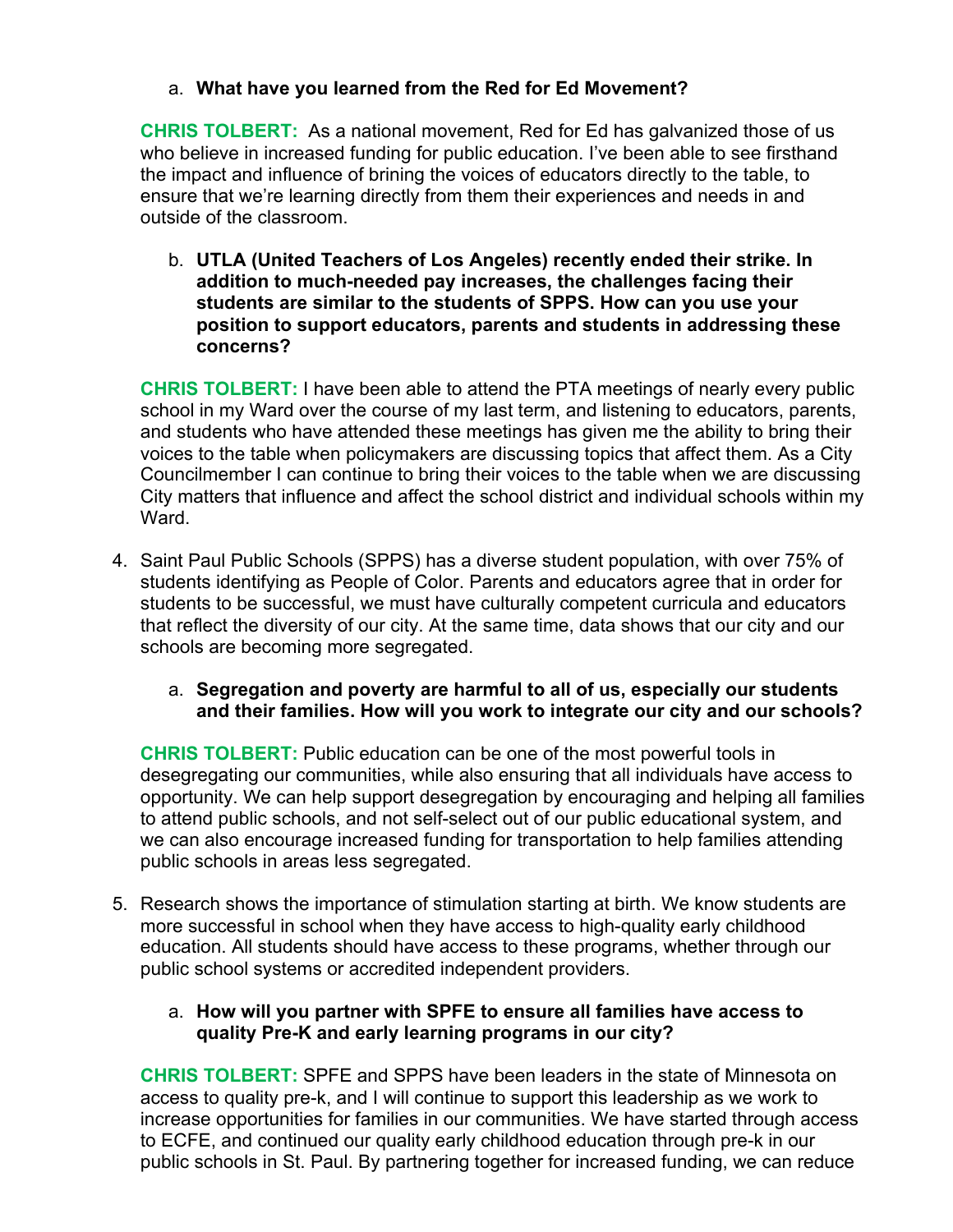a. **What have you learned from the Red for Ed Movement?**

**CHRIS TOLBERT:** As a national movement, Red for Ed has galvanized those of us who believe in increased funding for public education. I've been able to see firsthand the impact and influence of brining the voices of educators directly to the table, to ensure that we're learning directly from them their experiences and needs in and outside of the classroom.

b. **UTLA (United Teachers of Los Angeles) recently ended their strike. In addition to much-needed pay increases, the challenges facing their students are similar to the students of SPPS. How can you use your position to support educators, parents and students in addressing these concerns?**

**CHRIS TOLBERT:** I have been able to attend the PTA meetings of nearly every public school in my Ward over the course of my last term, and listening to educators, parents, and students who have attended these meetings has given me the ability to bring their voices to the table when policymakers are discussing topics that affect them. As a City Councilmember I can continue to bring their voices to the table when we are discussing City matters that influence and affect the school district and individual schools within my Ward.

4. Saint Paul Public Schools (SPPS) has a diverse student population, with over 75% of students identifying as People of Color. Parents and educators agree that in order for students to be successful, we must have culturally competent curricula and educators that reflect the diversity of our city. At the same time, data shows that our city and our schools are becoming more segregated.

   a. **Segregation and poverty are harmful to all of us, especially our students and their families. How will you work to integrate our city and our schools?**

**CHRIS TOLBERT:** Public education can be one of the most powerful tools in desegregating our communities, while also ensuring that all individuals have access to opportunity. We can help support desegregation by encouraging and helping all families to attend public schools, and not self-select out of our public educational system, and we can also encourage increased funding for transportation to help families attending public schools in areas less segregated.

5. Research shows the importance of stimulation starting at birth. We know students are more successful in school when they have access to high-quality early childhood education. All students should have access to these programs, whether through our public school systems or accredited independent providers.

   a. **How will you partner with SPFE to ensure all families have access to quality Pre-K and early learning programs in our city?**

**CHRIS TOLBERT:** SPFE and SPPS have been leaders in the state of Minnesota on access to quality pre-k, and I will continue to support this leadership as we work to increase opportunities for families in our communities. We have started through access to ECFE, and continued our quality early childhood education through pre-k in our public schools in St. Paul. By partnering together for increased funding, we can reduce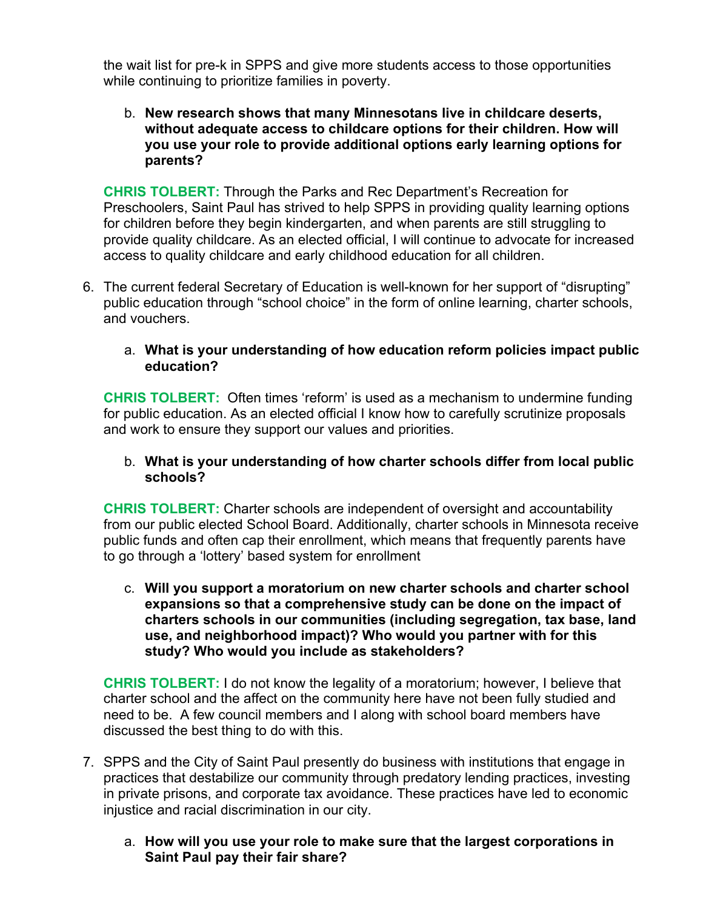the wait list for pre-k in SPPS and give more students access to those opportunities while continuing to prioritize families in poverty.

   b. **New research shows that many Minnesotans live in childcare deserts, without adequate access to childcare options for their children. How will you use your role to provide additional options early learning options for parents?**

**CHRIS TOLBERT:** Through the Parks and Rec Department's Recreation for Preschoolers, Saint Paul has strived to help SPPS in providing quality learning options for children before they begin kindergarten, and when parents are still struggling to provide quality childcare. As an elected official, I will continue to advocate for increased access to quality childcare and early childhood education for all children.

6. The current federal Secretary of Education is well-known for her support of "disrupting" public education through "school choice" in the form of online learning, charter schools, and vouchers.

   a. **What is your understanding of how education reform policies impact public education?**

**CHRIS TOLBERT:** Often times 'reform' is used as a mechanism to undermine funding for public education. As an elected official I know how to carefully scrutinize proposals and work to ensure they support our values and priorities.

   b. **What is your understanding of how charter schools differ from local public schools?**

**CHRIS TOLBERT:** Charter schools are independent of oversight and accountability from our public elected School Board. Additionally, charter schools in Minnesota receive public funds and often cap their enrollment, which means that frequently parents have to go through a 'lottery' based system for enrollment

   c. **Will you support a moratorium on new charter schools and charter school expansions so that a comprehensive study can be done on the impact of charters schools in our communities (including segregation, tax base, land use, and neighborhood impact)? Who would you partner with for this study? Who would you include as stakeholders?**

**CHRIS TOLBERT:** I do not know the legality of a moratorium; however, I believe that charter school and the affect on the community here have not been fully studied and need to be. A few council members and I along with school board members have discussed the best thing to do with this.

7. SPPS and the City of Saint Paul presently do business with institutions that engage in practices that destabilize our community through predatory lending practices, investing in private prisons, and corporate tax avoidance. These practices have led to economic injustice and racial discrimination in our city.

   a. **How will you use your role to make sure that the largest corporations in Saint Paul pay their fair share?**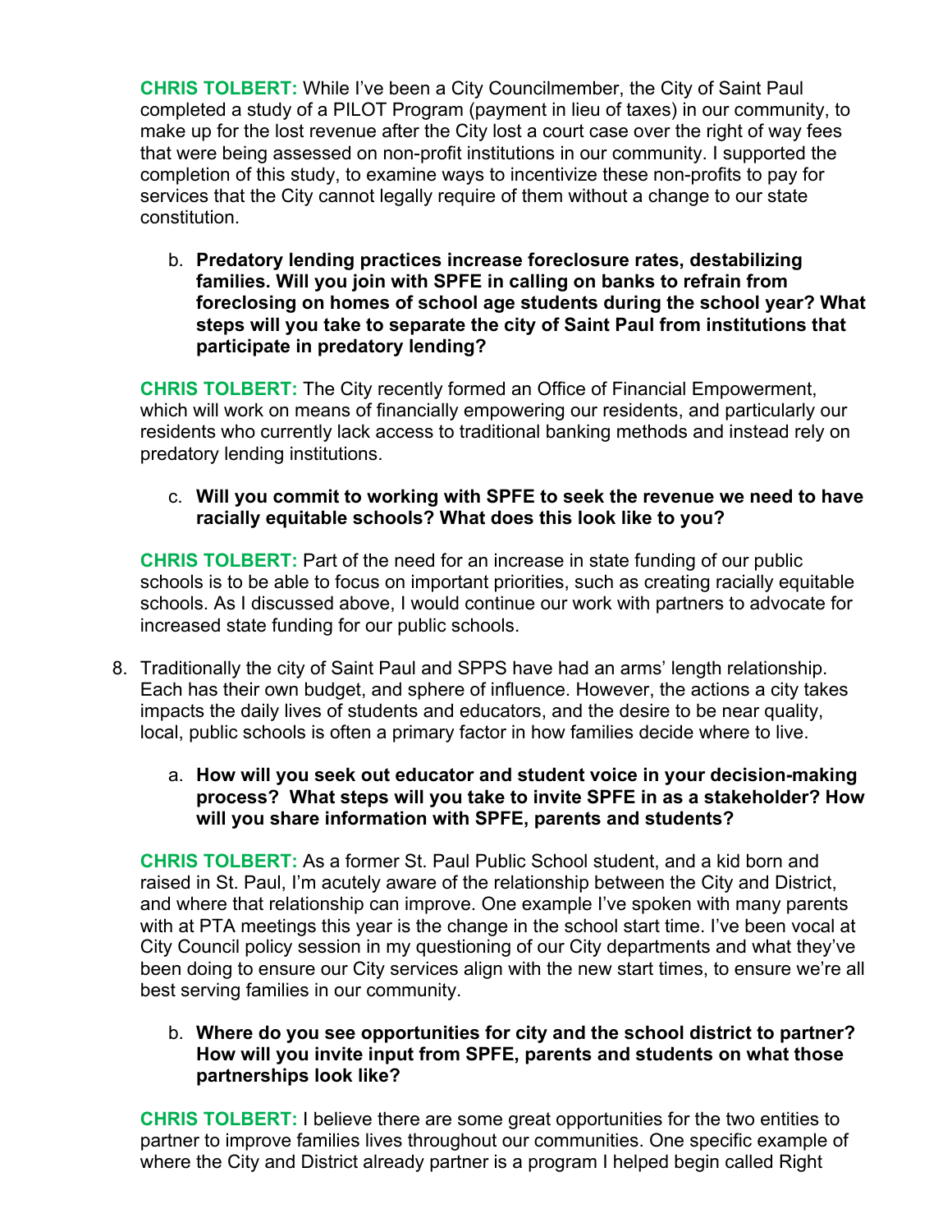**CHRIS TOLBERT:** While I've been a City Councilmember, the City of Saint Paul completed a study of a PILOT Program (payment in lieu of taxes) in our community, to make up for the lost revenue after the City lost a court case over the right of way fees that were being assessed on non-profit institutions in our community. I supported the completion of this study, to examine ways to incentivize these non-profits to pay for services that the City cannot legally require of them without a change to our state constitution.

b. **Predatory lending practices increase foreclosure rates, destabilizing families. Will you join with SPFE in calling on banks to refrain from foreclosing on homes of school age students during the school year? What steps will you take to separate the city of Saint Paul from institutions that participate in predatory lending?**

**CHRIS TOLBERT:** The City recently formed an Office of Financial Empowerment, which will work on means of financially empowering our residents, and particularly our residents who currently lack access to traditional banking methods and instead rely on predatory lending institutions.

c. **Will you commit to working with SPFE to seek the revenue we need to have racially equitable schools? What does this look like to you?**

**CHRIS TOLBERT:** Part of the need for an increase in state funding of our public schools is to be able to focus on important priorities, such as creating racially equitable schools. As I discussed above, I would continue our work with partners to advocate for increased state funding for our public schools.

8. Traditionally the city of Saint Paul and SPPS have had an arms' length relationship. Each has their own budget, and sphere of influence. However, the actions a city takes impacts the daily lives of students and educators, and the desire to be near quality, local, public schools is often a primary factor in how families decide where to live.

a. **How will you seek out educator and student voice in your decision-making process? What steps will you take to invite SPFE in as a stakeholder? How will you share information with SPFE, parents and students?**

**CHRIS TOLBERT:** As a former St. Paul Public School student, and a kid born and raised in St. Paul, I'm acutely aware of the relationship between the City and District, and where that relationship can improve. One example I've spoken with many parents with at PTA meetings this year is the change in the school start time. I've been vocal at City Council policy session in my questioning of our City departments and what they've been doing to ensure our City services align with the new start times, to ensure we're all best serving families in our community.

b. **Where do you see opportunities for city and the school district to partner? How will you invite input from SPFE, parents and students on what those partnerships look like?**

**CHRIS TOLBERT:** I believe there are some great opportunities for the two entities to partner to improve families lives throughout our communities. One specific example of where the City and District already partner is a program I helped begin called Right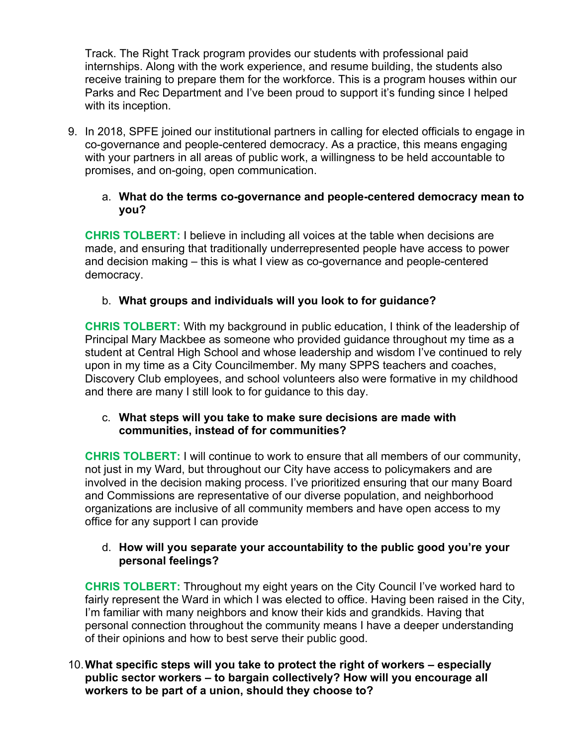Track. The Right Track program provides our students with professional paid internships. Along with the work experience, and resume building, the students also receive training to prepare them for the workforce. This is a program houses within our Parks and Rec Department and I've been proud to support it's funding since I helped with its inception.

9. In 2018, SPFE joined our institutional partners in calling for elected officials to engage in co-governance and people-centered democracy. As a practice, this means engaging with your partners in all areas of public work, a willingness to be held accountable to promises, and on-going, open communication.

   a. **What do the terms co-governance and people-centered democracy mean to you?**

   **CHRIS TOLBERT:** I believe in including all voices at the table when decisions are made, and ensuring that traditionally underrepresented people have access to power and decision making – this is what I view as co-governance and people-centered democracy.

   b. **What groups and individuals will you look to for guidance?**

   **CHRIS TOLBERT:** With my background in public education, I think of the leadership of Principal Mary Mackbee as someone who provided guidance throughout my time as a student at Central High School and whose leadership and wisdom I've continued to rely upon in my time as a City Councilmember. My many SPPS teachers and coaches, Discovery Club employees, and school volunteers also were formative in my childhood and there are many I still look to for guidance to this day.

   c. **What steps will you take to make sure decisions are made with communities, instead of for communities?**

   **CHRIS TOLBERT:** I will continue to work to ensure that all members of our community, not just in my Ward, but throughout our City have access to policymakers and are involved in the decision making process. I've prioritized ensuring that our many Board and Commissions are representative of our diverse population, and neighborhood organizations are inclusive of all community members and have open access to my office for any support I can provide

   d. **How will you separate your accountability to the public good you're your personal feelings?**

   **CHRIS TOLBERT:** Throughout my eight years on the City Council I've worked hard to fairly represent the Ward in which I was elected to office. Having been raised in the City, I'm familiar with many neighbors and know their kids and grandkids. Having that personal connection throughout the community means I have a deeper understanding of their opinions and how to best serve their public good.

10. **What specific steps will you take to protect the right of workers – especially public sector workers – to bargain collectively? How will you encourage all workers to be part of a union, should they choose to?**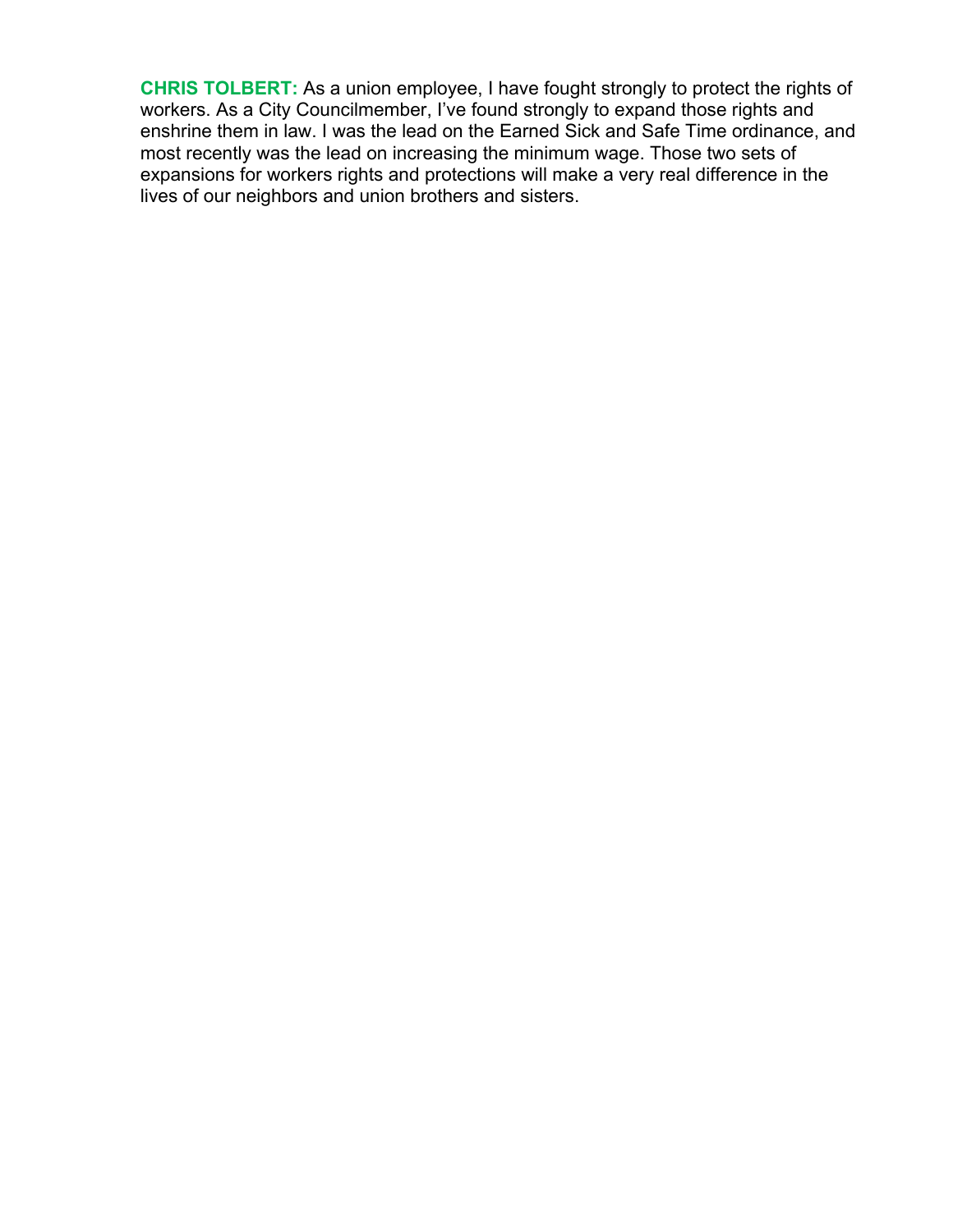**CHRIS TOLBERT:** As a union employee, I have fought strongly to protect the rights of workers. As a City Councilmember, I've found strongly to expand those rights and enshrine them in law. I was the lead on the Earned Sick and Safe Time ordinance, and most recently was the lead on increasing the minimum wage. Those two sets of expansions for workers rights and protections will make a very real difference in the lives of our neighbors and union brothers and sisters.